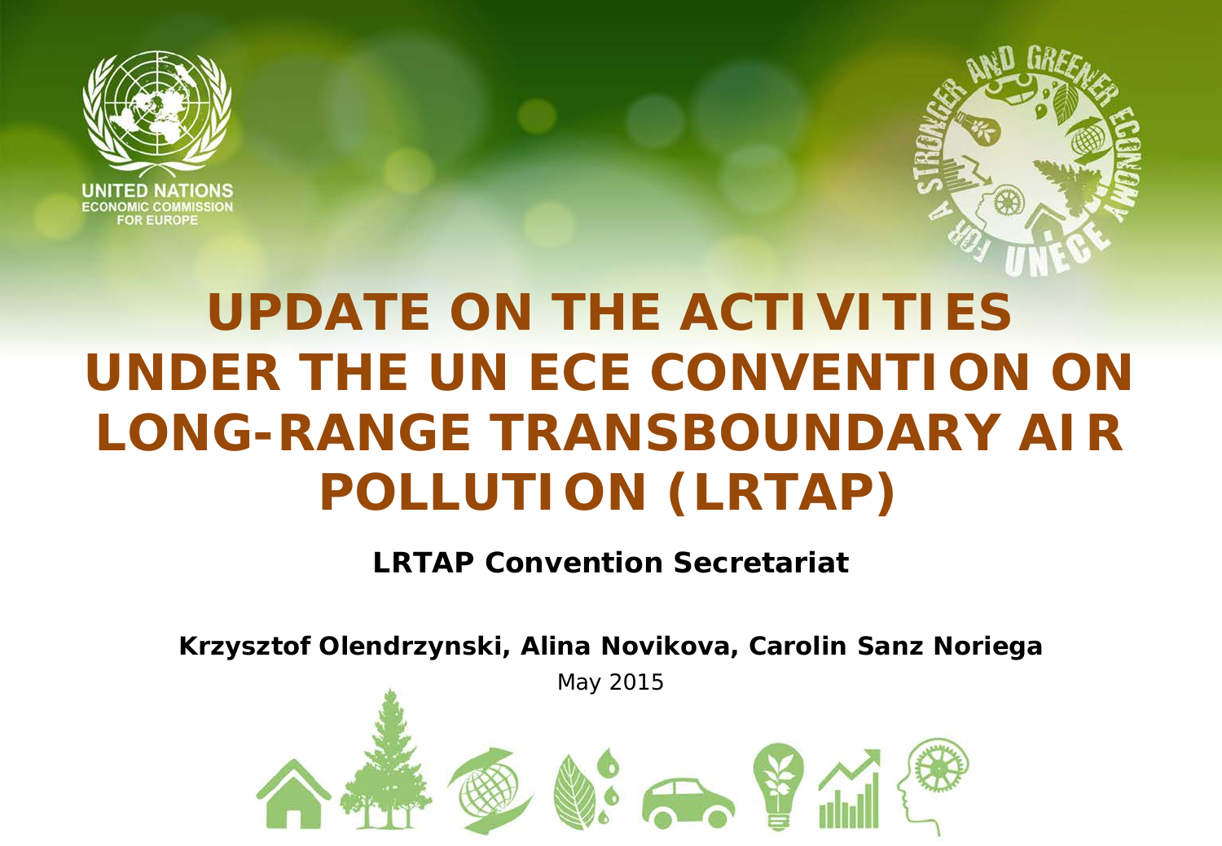UNITED NATIONS
ECONOMIC COMMISSION
FOR EUROPE

# UPDATE ON THE ACTIVITIES UNDER THE UN ECE CONVENTION ON LONG-RANGE TRANSBOUNDARY AIR POLLUTION (LRTAP)

**LRTAP Convention Secretariat**

**Krzysztof Olendrzynski, Alina Novikova, Carolin Sanz Noriega**

May 2015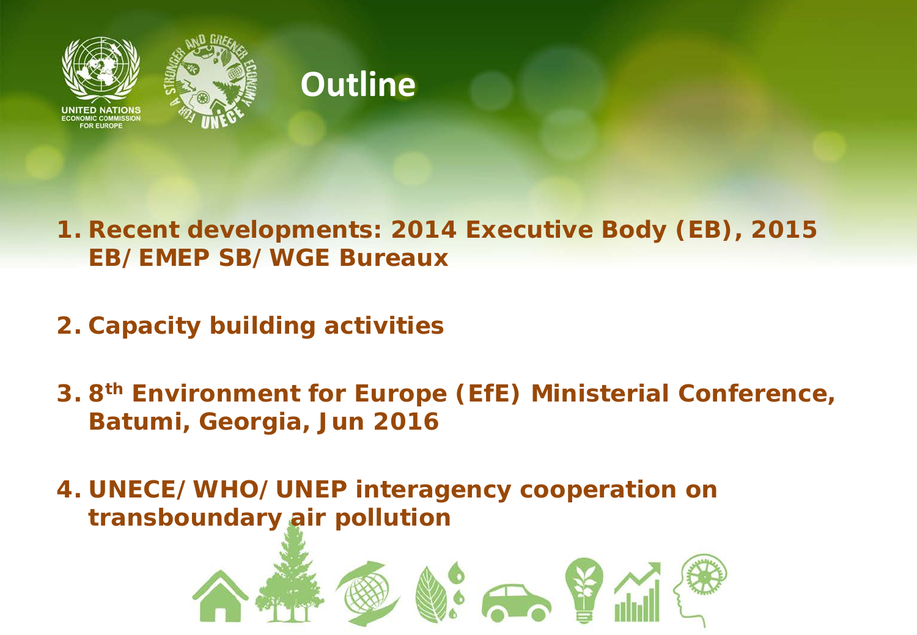# Outline

1. **Recent developments: 2014 Executive Body (EB), 2015 EB/EMEP SB/WGE Bureaux**

2. **Capacity building activities**

3. **8th Environment for Europe (EfE) Ministerial Conference, Batumi, Georgia, Jun 2016**

4. **UNECE/WHO/UNEP interagency cooperation on transboundary air pollution**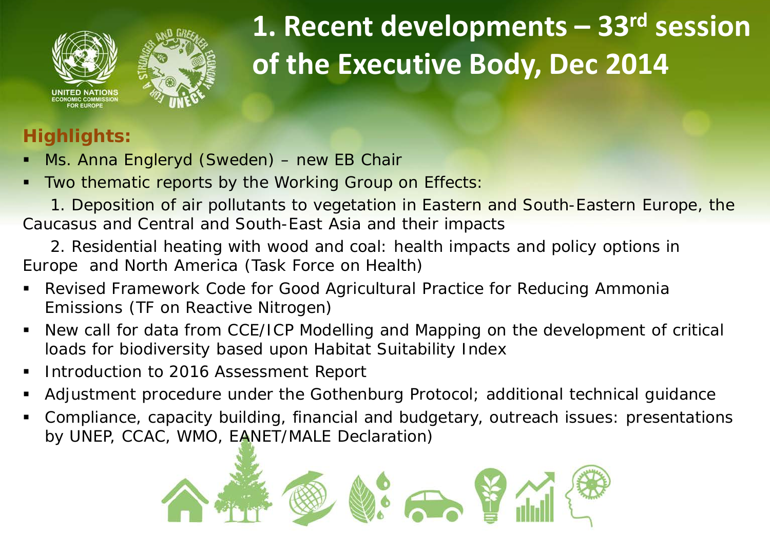# 1. Recent developments – 33rd session of the Executive Body, Dec 2014

**Highlights:**

- Ms. Anna Engleryd (Sweden) – new EB Chair
- Two thematic reports by the Working Group on Effects:

  1. Deposition of air pollutants to vegetation in Eastern and South-Eastern Europe, the Caucasus and Central and South-East Asia and their impacts

  2. Residential heating with wood and coal: health impacts and policy options in Europe and North America (Task Force on Health)
- Revised Framework Code for Good Agricultural Practice for Reducing Ammonia Emissions (TF on Reactive Nitrogen)
- New call for data from CCE/ICP Modelling and Mapping on the development of critical loads for biodiversity based upon Habitat Suitability Index
- Introduction to 2016 Assessment Report
- Adjustment procedure under the Gothenburg Protocol; additional technical guidance
- Compliance, capacity building, financial and budgetary, outreach issues: presentations by UNEP, CCAC, WMO, EANET/MALE Declaration)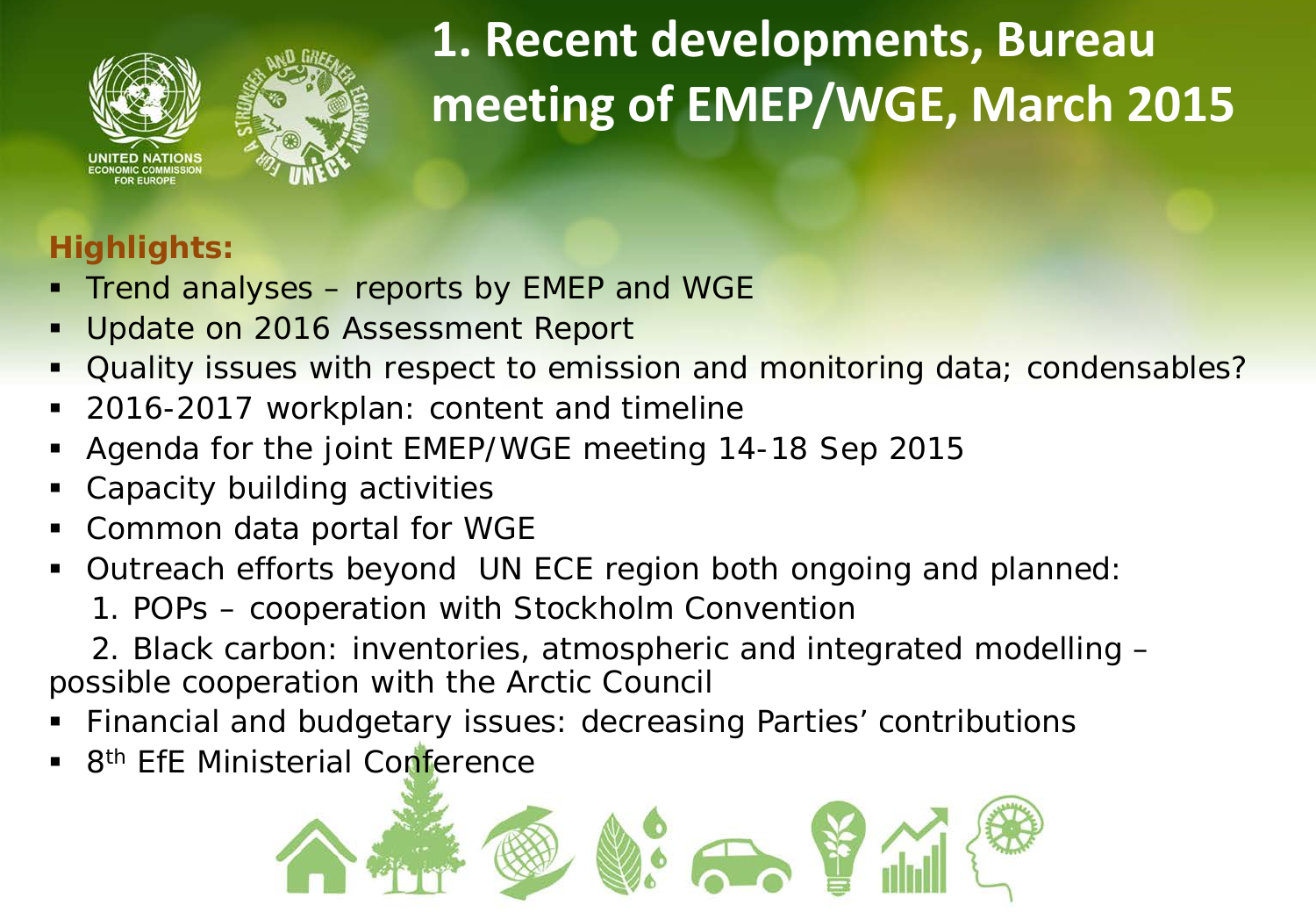# 1. Recent developments, Bureau meeting of EMEP/WGE, March 2015

**Highlights:**

- Trend analyses – reports by EMEP and WGE
- Update on 2016 Assessment Report
- Quality issues with respect to emission and monitoring data; condensables?
- 2016-2017 workplan: content and timeline
- Agenda for the joint EMEP/WGE meeting 14-18 Sep 2015
- Capacity building activities
- Common data portal for WGE
- Outreach efforts beyond UN ECE region both ongoing and planned:
  1. POPs – cooperation with Stockholm Convention
  2. Black carbon: inventories, atmospheric and integrated modelling – possible cooperation with the Arctic Council
- Financial and budgetary issues: decreasing Parties' contributions
- 8th EfE Ministerial Conference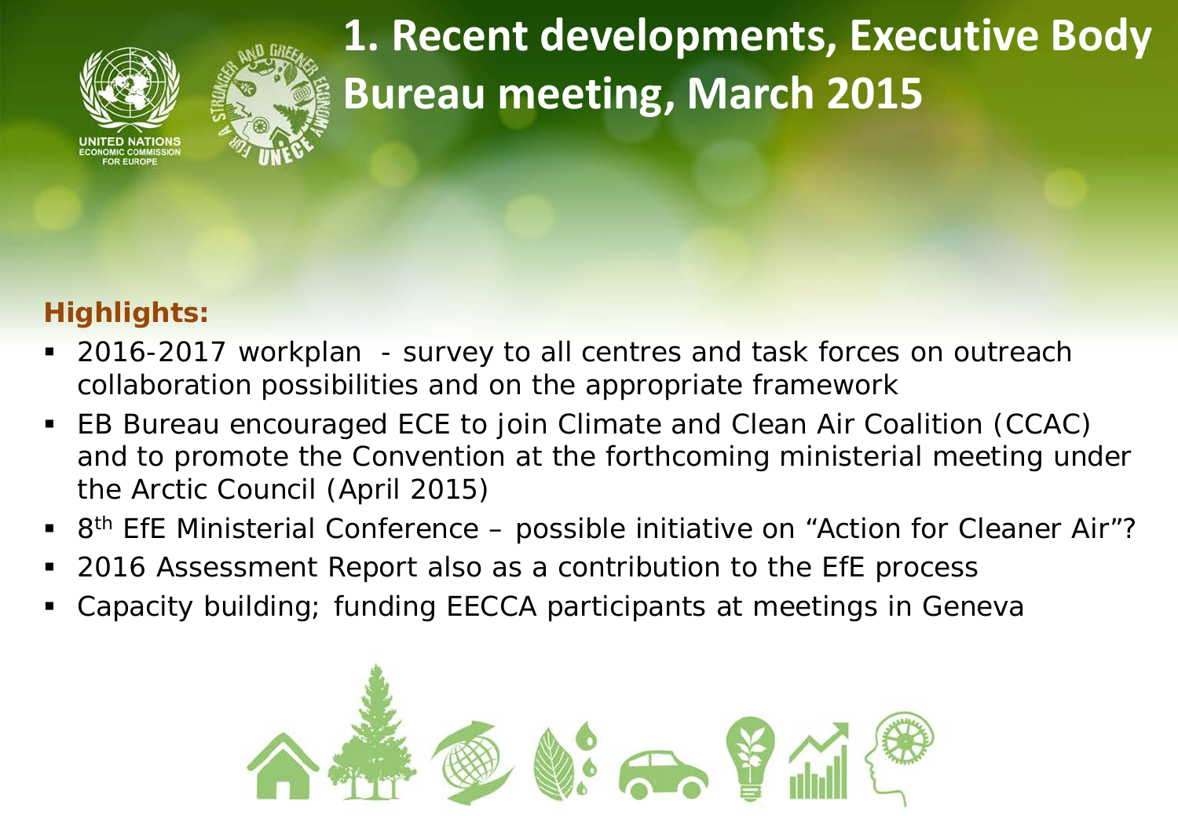# 1. Recent developments, Executive Body Bureau meeting, March 2015

**Highlights:**

- 2016-2017 workplan - survey to all centres and task forces on outreach collaboration possibilities and on the appropriate framework
- EB Bureau encouraged ECE to join Climate and Clean Air Coalition (CCAC) and to promote the Convention at the forthcoming ministerial meeting under the Arctic Council (April 2015)
- 8th EfE Ministerial Conference – possible initiative on "Action for Cleaner Air"?
- 2016 Assessment Report also as a contribution to the EfE process
- Capacity building; funding EECCA participants at meetings in Geneva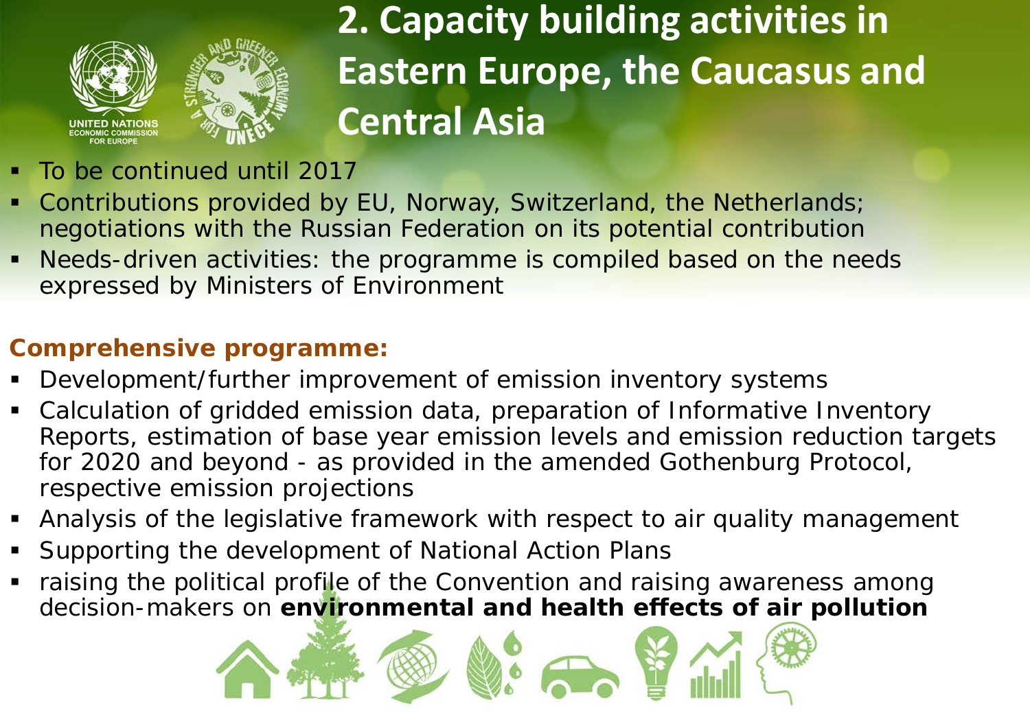# 2. Capacity building activities in Eastern Europe, the Caucasus and Central Asia

- To be continued until 2017
- Contributions provided by EU, Norway, Switzerland, the Netherlands; negotiations with the Russian Federation on its potential contribution
- Needs-driven activities: the programme is compiled based on the needs expressed by Ministers of Environment

**Comprehensive programme:**

- Development/further improvement of emission inventory systems
- Calculation of gridded emission data, preparation of Informative Inventory Reports, estimation of base year emission levels and emission reduction targets for 2020 and beyond - as provided in the amended Gothenburg Protocol, respective emission projections
- Analysis of the legislative framework with respect to air quality management
- Supporting the development of National Action Plans
- raising the political profile of the Convention and raising awareness among decision-makers on **environmental and health effects of air pollution**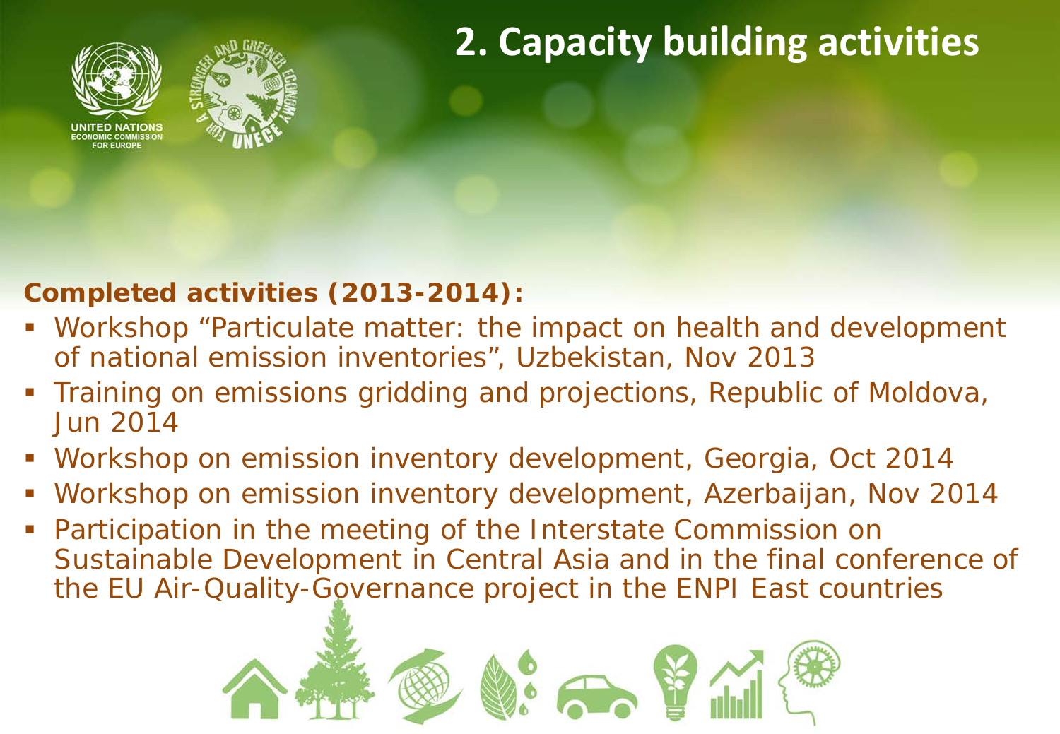# 2. Capacity building activities

**Completed activities (2013-2014):**

- Workshop "Particulate matter: the impact on health and development of national emission inventories", Uzbekistan, Nov 2013
- Training on emissions gridding and projections, Republic of Moldova, Jun 2014
- Workshop on emission inventory development, Georgia, Oct 2014
- Workshop on emission inventory development, Azerbaijan, Nov 2014
- Participation in the meeting of the Interstate Commission on Sustainable Development in Central Asia and in the final conference of the EU Air-Quality-Governance project in the ENPI East countries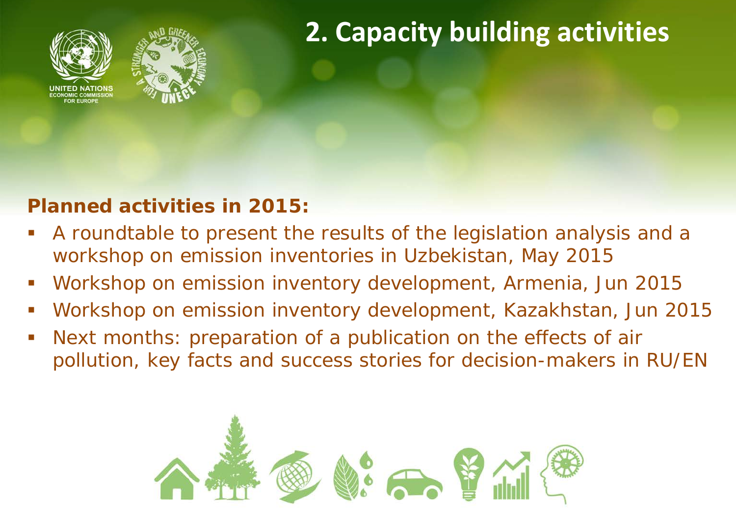# 2. Capacity building activities

**Planned activities in 2015:**

- A roundtable to present the results of the legislation analysis and a workshop on emission inventories in Uzbekistan, May 2015
- Workshop on emission inventory development, Armenia, Jun 2015
- Workshop on emission inventory development, Kazakhstan, Jun 2015
- Next months: preparation of a publication on the effects of air pollution, key facts and success stories for decision-makers in RU/EN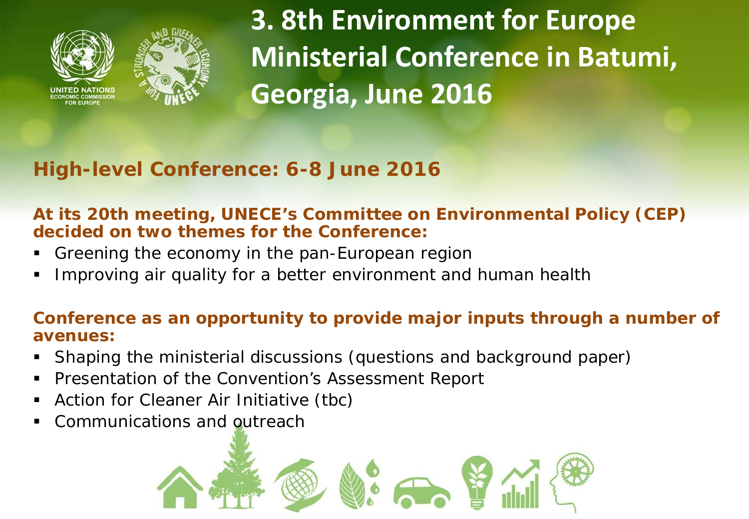# 3. 8th Environment for Europe Ministerial Conference in Batumi, Georgia, June 2016

## High-level Conference: 6-8 June 2016

**At its 20th meeting, UNECE's Committee on Environmental Policy (CEP) decided on two themes for the Conference:**

- Greening the economy in the pan-European region
- Improving air quality for a better environment and human health

**Conference as an opportunity to provide major inputs through a number of avenues:**

- Shaping the ministerial discussions (questions and background paper)
- Presentation of the Convention's Assessment Report
- Action for Cleaner Air Initiative (tbc)
- Communications and outreach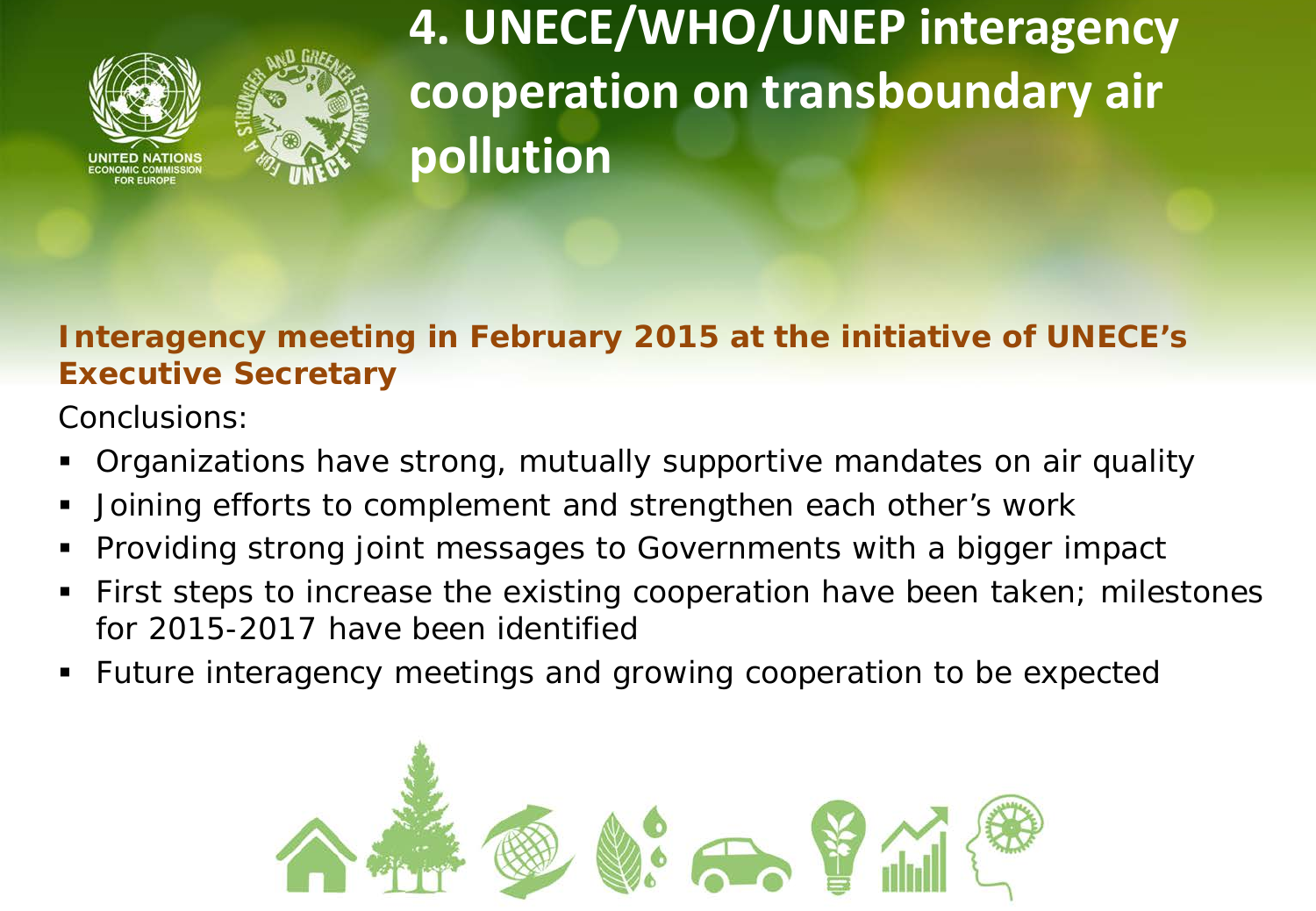# 4. UNECE/WHO/UNEP interagency cooperation on transboundary air pollution

**Interagency meeting in February 2015 at the initiative of UNECE's Executive Secretary**

Conclusions:

- Organizations have strong, mutually supportive mandates on air quality
- Joining efforts to complement and strengthen each other's work
- Providing strong joint messages to Governments with a bigger impact
- First steps to increase the existing cooperation have been taken; milestones for 2015-2017 have been identified
- Future interagency meetings and growing cooperation to be expected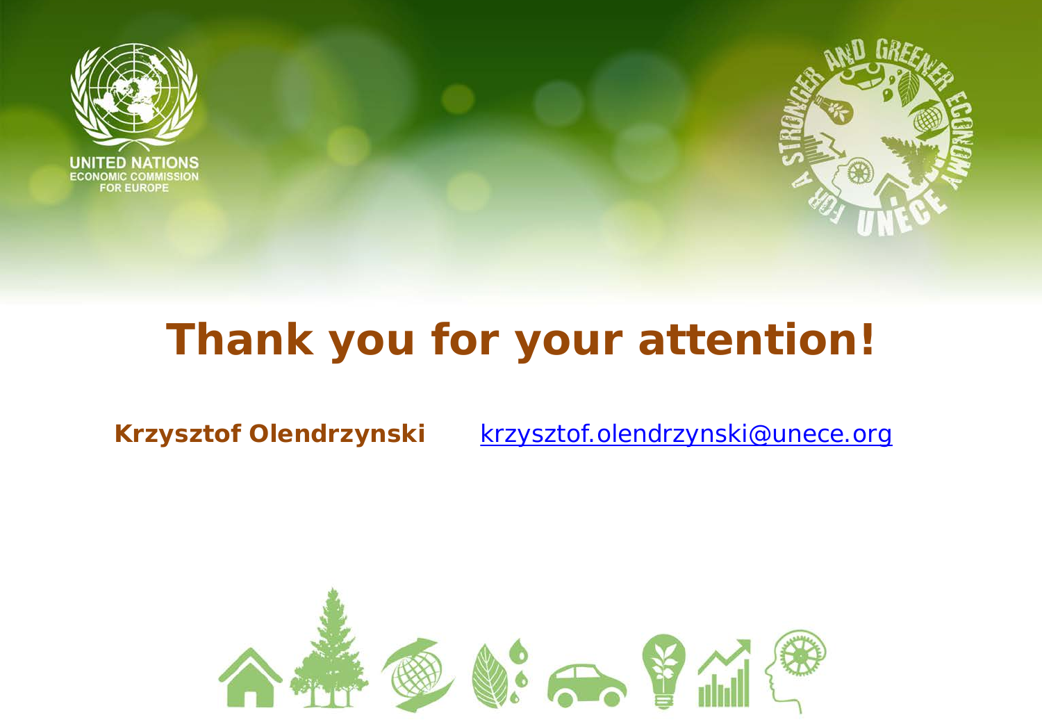# Thank you for your attention!

**Krzysztof Olendrzynski** krzysztof.olendrzynski@unece.org